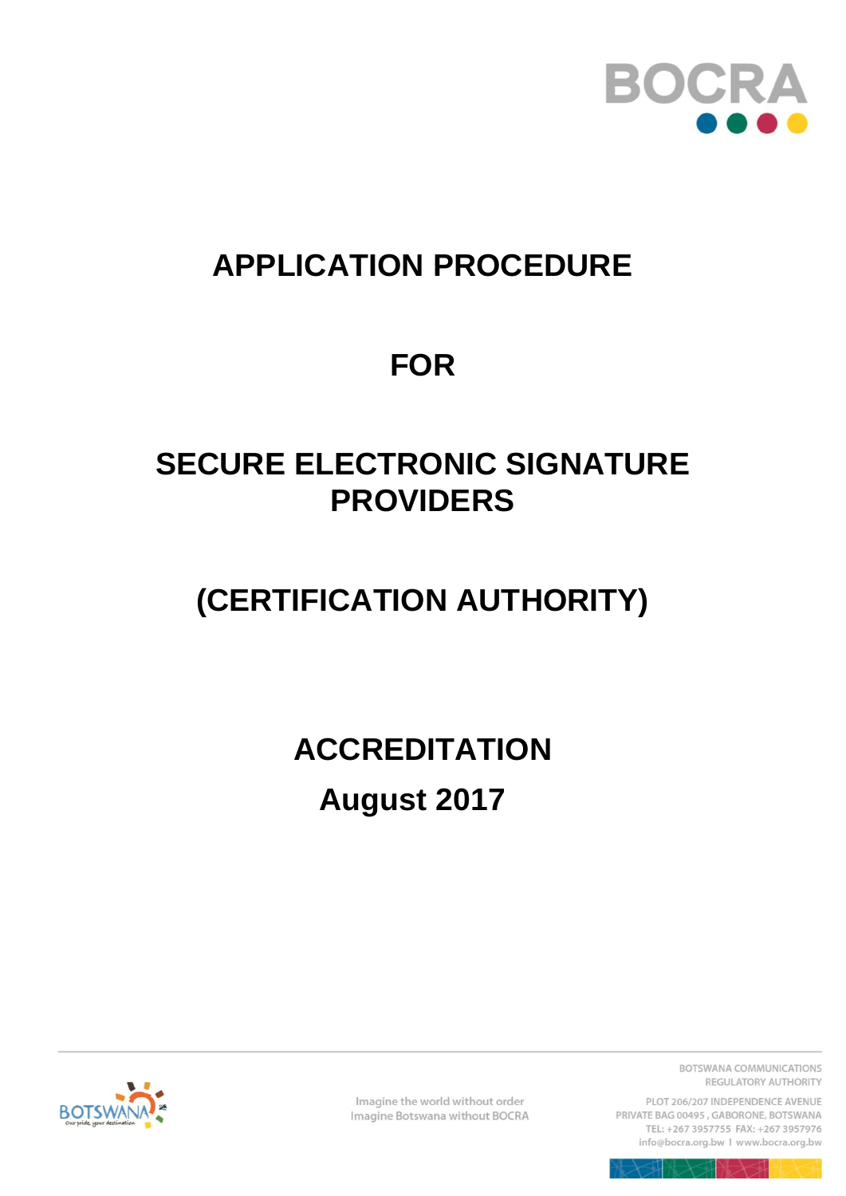# APPLICATION PROCEDURE

# FOR

# SECURE ELECTRONIC SIGNATURE PROVIDERS

# (CERTIFICATION AUTHORITY)

# ACCREDITATION

**August 2017**

Imagine the world without order
Imagine Botswana without BOCRA

BOTSWANA COMMUNICATIONS REGULATORY AUTHORITY

PLOT 206/207 INDEPENDENCE AVENUE
PRIVATE BAG 00495, GABORONE, BOTSWANA
TEL: +267 3957755 FAX: +267 3957976
info@bocra.org.bw I www.bocra.org.bw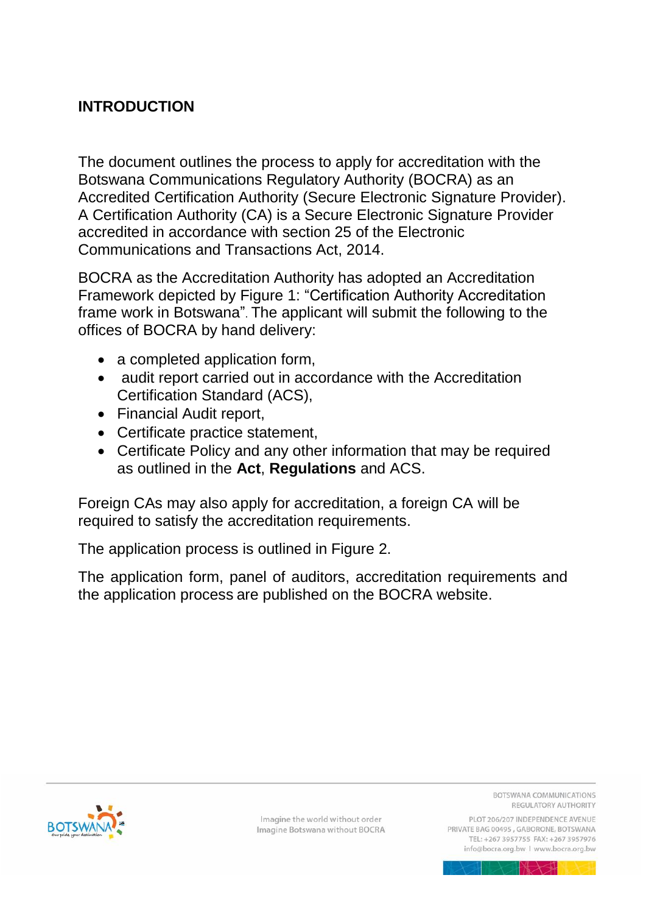## INTRODUCTION

The document outlines the process to apply for accreditation with the Botswana Communications Regulatory Authority (BOCRA) as an Accredited Certification Authority (Secure Electronic Signature Provider). A Certification Authority (CA) is a Secure Electronic Signature Provider accredited in accordance with section 25 of the Electronic Communications and Transactions Act, 2014.

BOCRA as the Accreditation Authority has adopted an Accreditation Framework depicted by Figure 1: "Certification Authority Accreditation frame work in Botswana". The applicant will submit the following to the offices of BOCRA by hand delivery:

- a completed application form,
- audit report carried out in accordance with the Accreditation Certification Standard (ACS),
- Financial Audit report,
- Certificate practice statement,
- Certificate Policy and any other information that may be required as outlined in the **Act**, **Regulations** and ACS.

Foreign CAs may also apply for accreditation, a foreign CA will be required to satisfy the accreditation requirements.

The application process is outlined in Figure 2.

The application form, panel of auditors, accreditation requirements and the application process are published on the BOCRA website.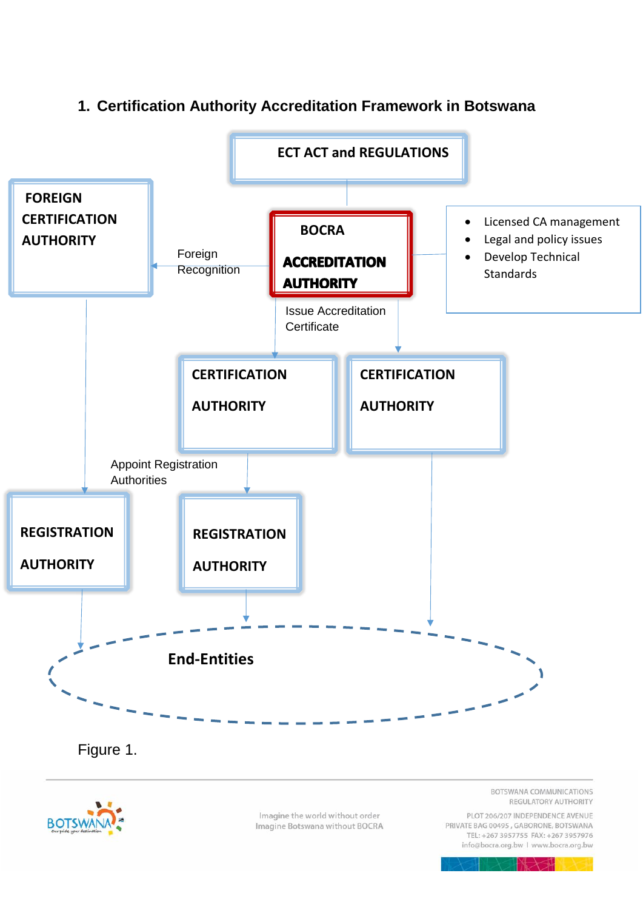## 1. Certification Authority Accreditation Framework in Botswana

ECT ACT and REGULATIONS

FOREIGN CERTIFICATION AUTHORITY

Foreign Recognition

BOCRA

ACCREDITATION AUTHORITY

- Licensed CA management
- Legal and policy issues
- Develop Technical Standards

Issue Accreditation Certificate

CERTIFICATION AUTHORITY

CERTIFICATION AUTHORITY

Appoint Registration Authorities

REGISTRATION AUTHORITY

REGISTRATION AUTHORITY

End-Entities

Figure 1.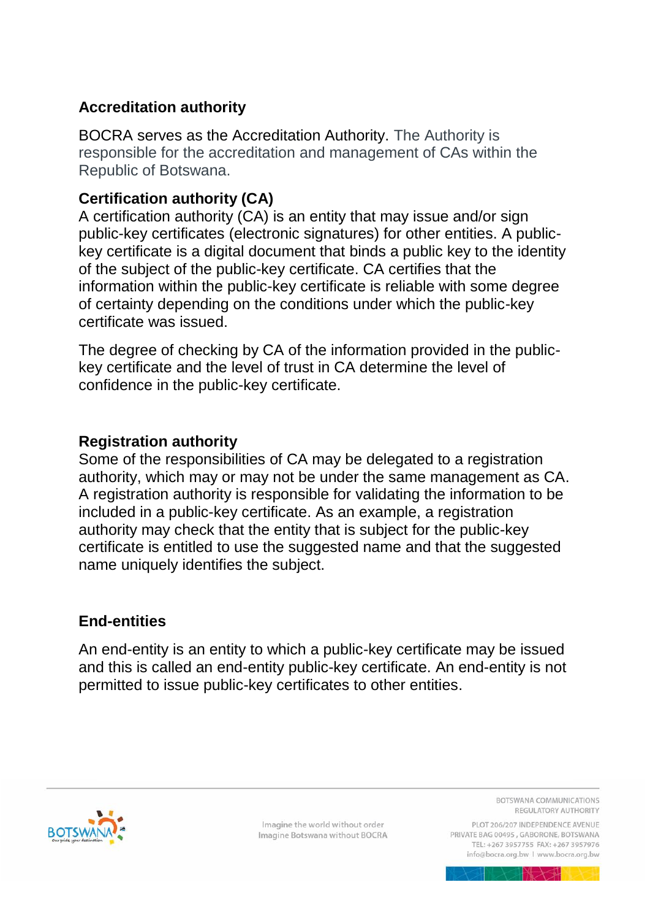### Accreditation authority

BOCRA serves as the Accreditation Authority. The Authority is responsible for the accreditation and management of CAs within the Republic of Botswana.

### Certification authority (CA)

A certification authority (CA) is an entity that may issue and/or sign public-key certificates (electronic signatures) for other entities. A public-key certificate is a digital document that binds a public key to the identity of the subject of the public-key certificate. CA certifies that the information within the public-key certificate is reliable with some degree of certainty depending on the conditions under which the public-key certificate was issued.

The degree of checking by CA of the information provided in the public-key certificate and the level of trust in CA determine the level of confidence in the public-key certificate.

### Registration authority

Some of the responsibilities of CA may be delegated to a registration authority, which may or may not be under the same management as CA. A registration authority is responsible for validating the information to be included in a public-key certificate. As an example, a registration authority may check that the entity that is subject for the public-key certificate is entitled to use the suggested name and that the suggested name uniquely identifies the subject.

### End-entities

An end-entity is an entity to which a public-key certificate may be issued and this is called an end-entity public-key certificate. An end-entity is not permitted to issue public-key certificates to other entities.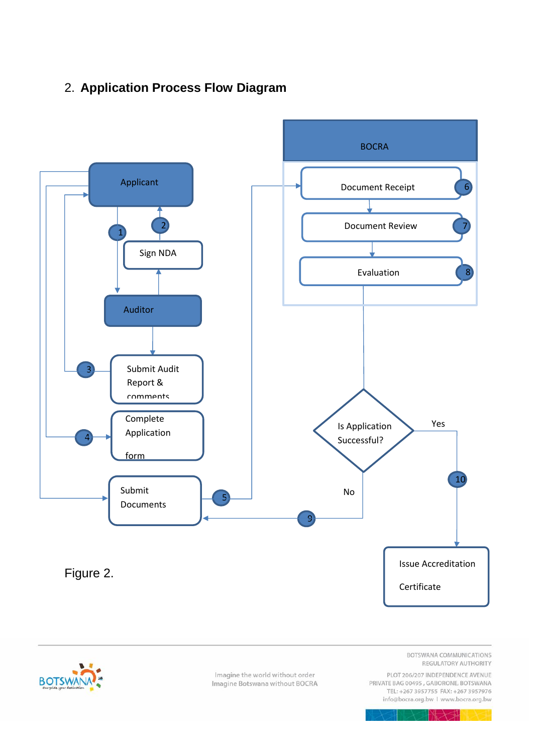## 2. Application Process Flow Diagram

BOCRA

Applicant

Document Receipt

6

Document Review

7

1

2

Sign NDA

Evaluation

8

Auditor

Submit Audit Report & comments

3

Complete Application form

4

Is Application Successful?

Yes

No

10

Submit Documents

5

9

Issue Accreditation Certificate

Figure 2.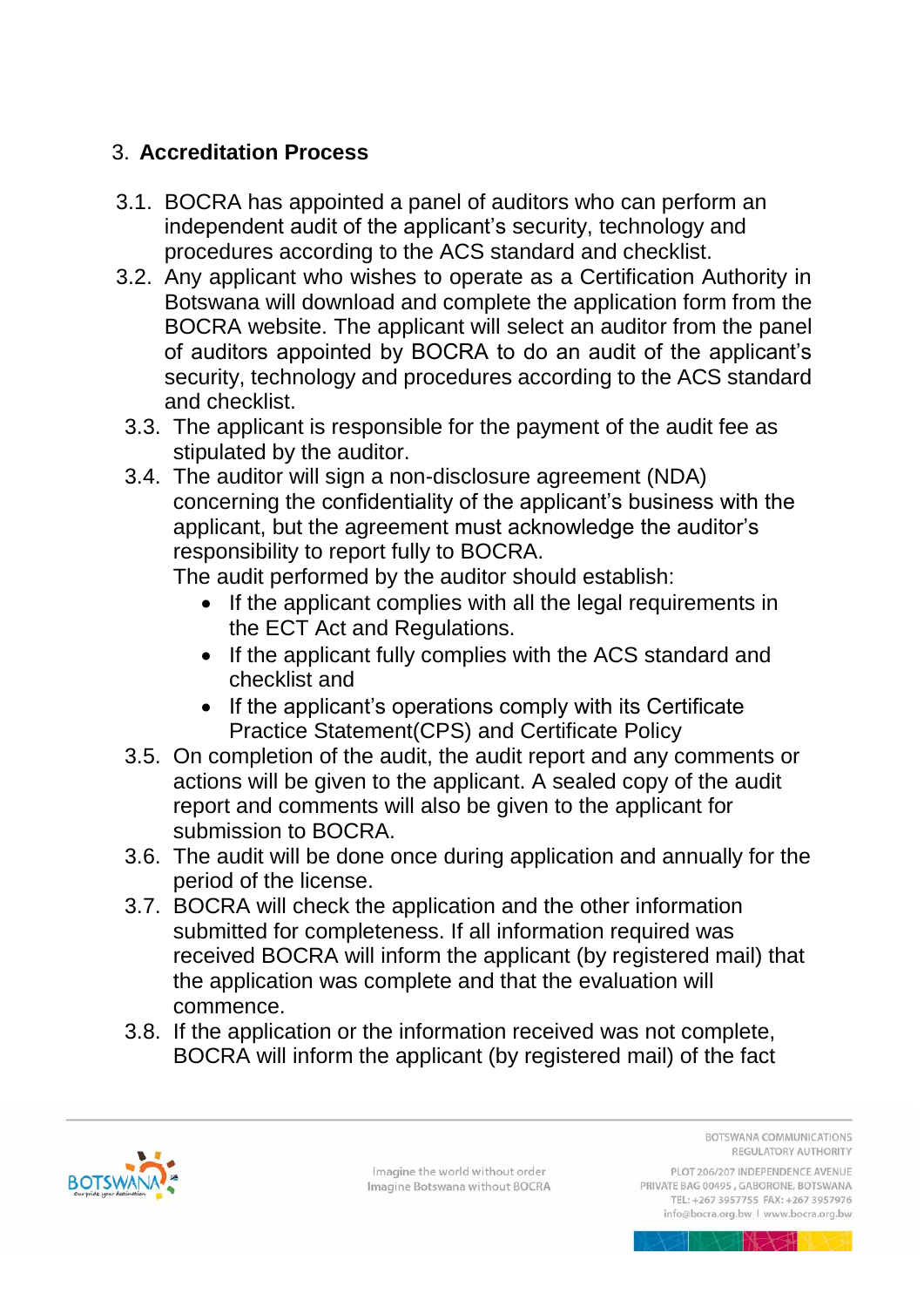## 3. **Accreditation Process**

3.1. BOCRA has appointed a panel of auditors who can perform an independent audit of the applicant's security, technology and procedures according to the ACS standard and checklist.

3.2. Any applicant who wishes to operate as a Certification Authority in Botswana will download and complete the application form from the BOCRA website. The applicant will select an auditor from the panel of auditors appointed by BOCRA to do an audit of the applicant's security, technology and procedures according to the ACS standard and checklist.

3.3. The applicant is responsible for the payment of the audit fee as stipulated by the auditor.

3.4. The auditor will sign a non-disclosure agreement (NDA) concerning the confidentiality of the applicant's business with the applicant, but the agreement must acknowledge the auditor's responsibility to report fully to BOCRA.

The audit performed by the auditor should establish:

- If the applicant complies with all the legal requirements in the ECT Act and Regulations.
- If the applicant fully complies with the ACS standard and checklist and
- If the applicant's operations comply with its Certificate Practice Statement(CPS) and Certificate Policy

3.5. On completion of the audit, the audit report and any comments or actions will be given to the applicant. A sealed copy of the audit report and comments will also be given to the applicant for submission to BOCRA.

3.6. The audit will be done once during application and annually for the period of the license.

3.7. BOCRA will check the application and the other information submitted for completeness. If all information required was received BOCRA will inform the applicant (by registered mail) that the application was complete and that the evaluation will commence.

3.8. If the application or the information received was not complete, BOCRA will inform the applicant (by registered mail) of the fact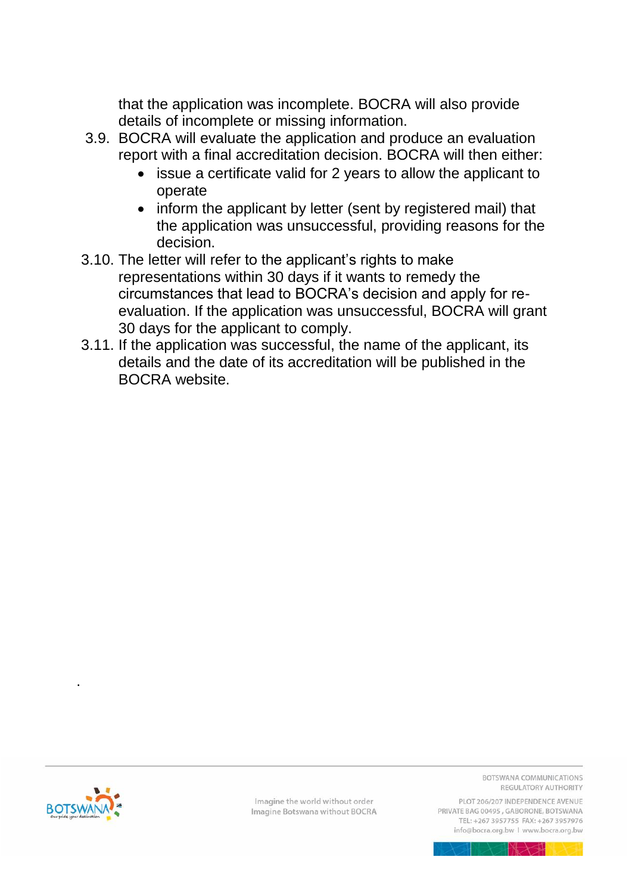that the application was incomplete. BOCRA will also provide details of incomplete or missing information.

3.9. BOCRA will evaluate the application and produce an evaluation report with a final accreditation decision. BOCRA will then either:
   - issue a certificate valid for 2 years to allow the applicant to operate
   - inform the applicant by letter (sent by registered mail) that the application was unsuccessful, providing reasons for the decision.

3.10. The letter will refer to the applicant's rights to make representations within 30 days if it wants to remedy the circumstances that lead to BOCRA's decision and apply for re-evaluation. If the application was unsuccessful, BOCRA will grant 30 days for the applicant to comply.

3.11. If the application was successful, the name of the applicant, its details and the date of its accreditation will be published in the BOCRA website.

.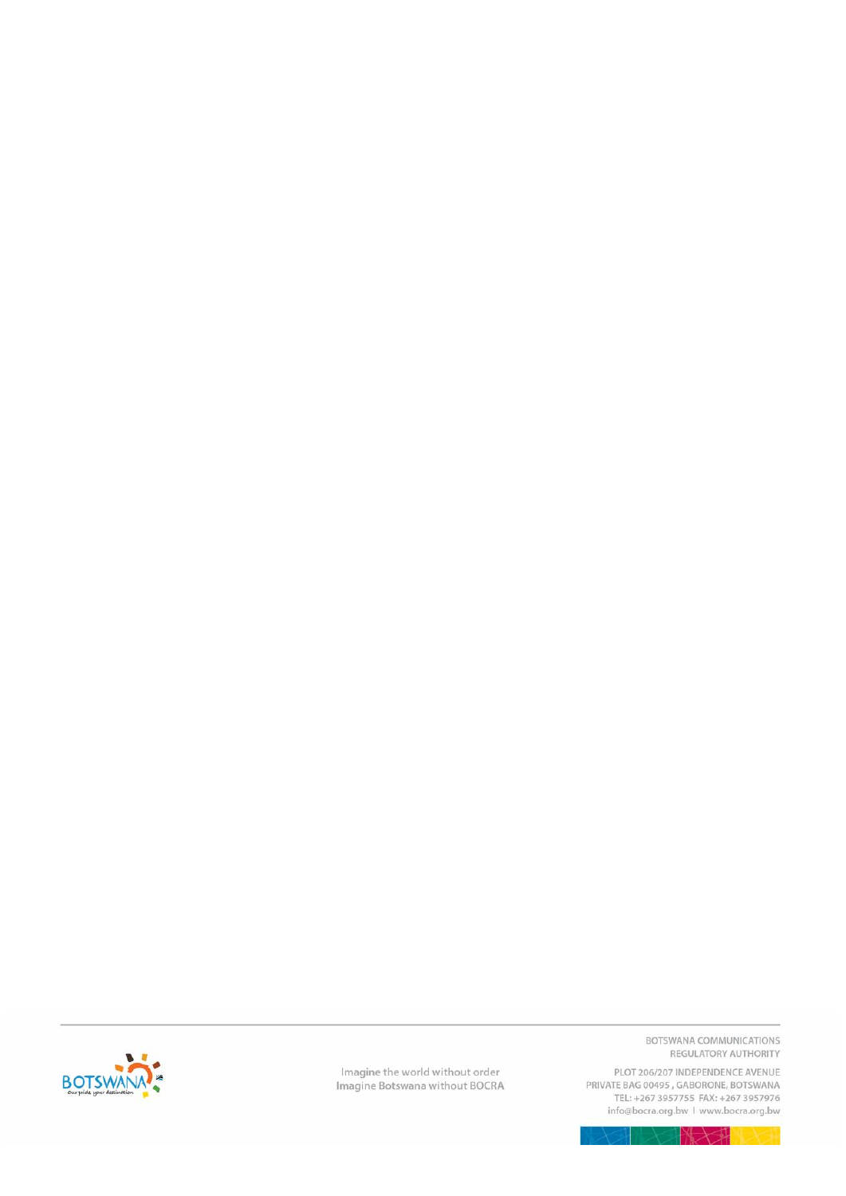Imagine the world without order
Imagine Botswana without BOCRA

BOTSWANA COMMUNICATIONS
REGULATORY AUTHORITY

PLOT 206/207 INDEPENDENCE AVENUE
PRIVATE BAG 00495 , GABORONE, BOTSWANA
TEL: +267 3957755 FAX: +267 3957976
info@bocra.org.bw | www.bocra.org.bw